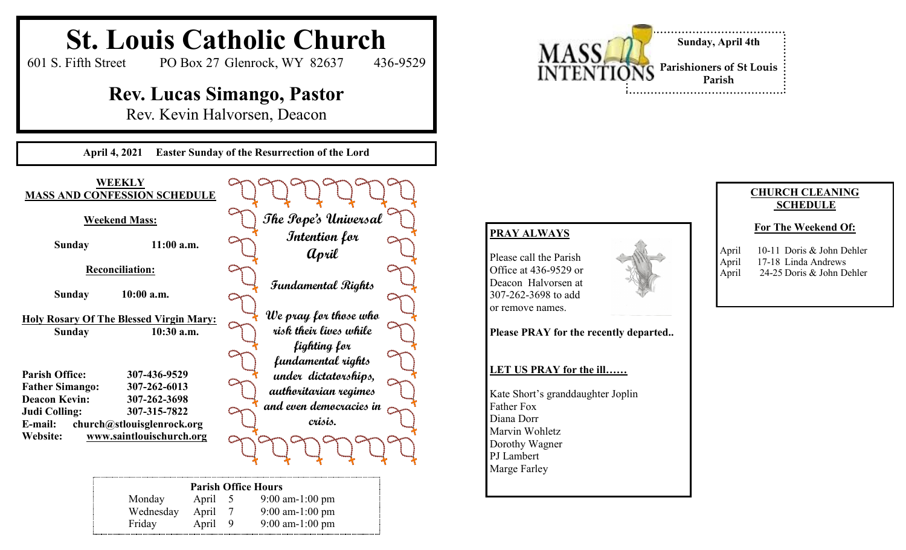# St. Louis Catholic Church

601 S. Fifth Street PO Box 27 Glenrock, WY 82637 436-9529

## Rev. Lucas Simango, Pastor

Rev. Kevin Halvorsen, Deacon

**April 4, 2021 Easter Sunday of the Resurrection of the Lord**

### WEEKLY MASS AND CONFESSION SCHEDULE

**Weekend Mass:**

**Sunday 11:00 a.m.**

**Reconciliation:**

**Sunday 10:00 a.m.**

**Holy Rosary Of The Blessed Virgin Mary:**
**Sunday 10:30 a.m.**

**Parish Office:** 307-436-9529
**Father Simango:** 307-262-6013
**Deacon Kevin:** 307-262-3698
**Judi Colling:** 307-315-7822
**E-mail:** church@stlouisglenrock.org
**Website:** www.saintlouischurch.org

### The Pope's Universal Intention for April

**Fundamental Rights**

*We pray for those who risk their lives while fighting for fundamental rights under dictatorships, authoritarian regimes and even democracies in crisis.*

**Parish Office Hours**

| | | | |
|---|---|---|---|
| Monday | April | 5 | 9:00 am-1:00 pm |
| Wednesday | April | 7 | 9:00 am-1:00 pm |
| Friday | April | 9 | 9:00 am-1:00 pm |

### MASS INTENTIONS

**Sunday, April 4th**

**Parishioners of St Louis Parish**

### PRAY ALWAYS

Please call the Parish Office at 436-9529 or Deacon Halvorsen at 307-262-3698 to add or remove names.

**Please PRAY for the recently departed..**

**LET US PRAY for the ill……**

Kate Short's granddaughter Joplin
Father Fox
Diana Dorr
Marvin Wohletz
Dorothy Wagner
PJ Lambert
Marge Farley

### CHURCH CLEANING SCHEDULE

**For The Weekend Of:**

April 10-11 Doris & John Dehler
April 17-18 Linda Andrews
April 24-25 Doris & John Dehler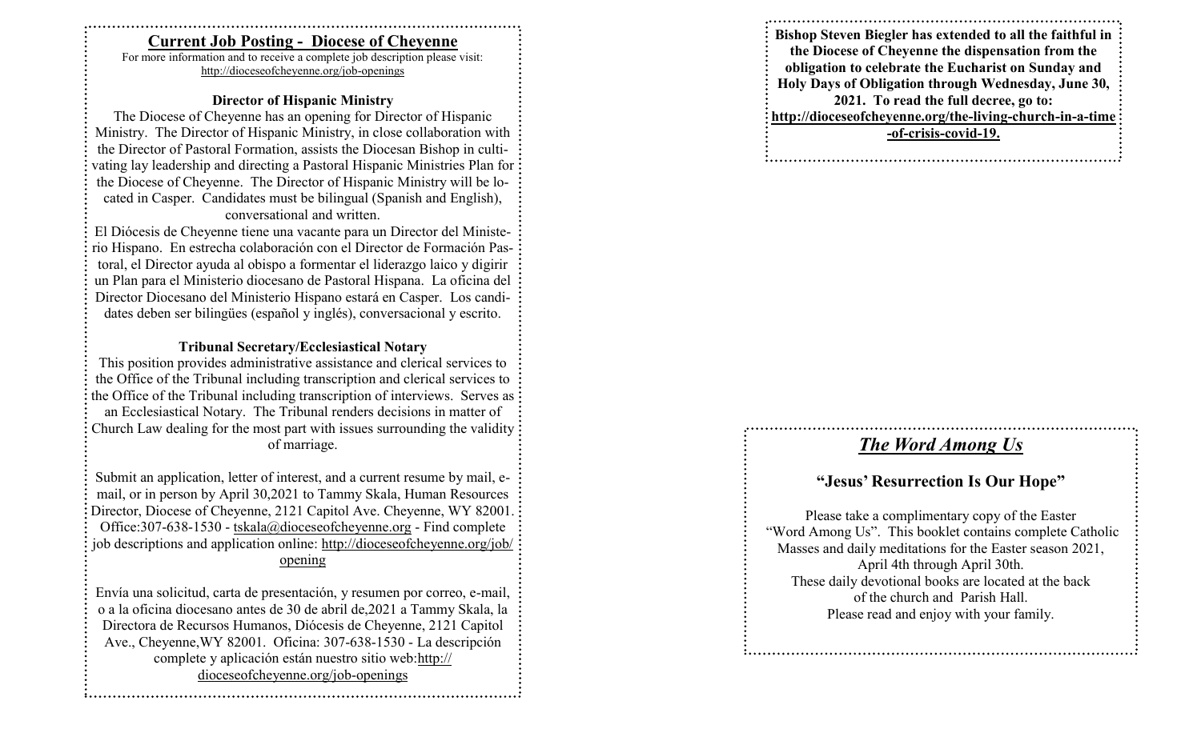## Current Job Posting - Diocese of Cheyenne

For more information and to receive a complete job description please visit: http://dioceseofcheyenne.org/job-openings

### Director of Hispanic Ministry

The Diocese of Cheyenne has an opening for Director of Hispanic Ministry. The Director of Hispanic Ministry, in close collaboration with the Director of Pastoral Formation, assists the Diocesan Bishop in cultivating lay leadership and directing a Pastoral Hispanic Ministries Plan for the Diocese of Cheyenne. The Director of Hispanic Ministry will be located in Casper. Candidates must be bilingual (Spanish and English), conversational and written.

El Diócesis de Cheyenne tiene una vacante para un Director del Ministerio Hispano. En estrecha colaboración con el Director de Formación Pastoral, el Director ayuda al obispo a formentar el liderazgo laico y digirir un Plan para el Ministerio diocesano de Pastoral Hispana. La oficina del Director Diocesano del Ministerio Hispano estará en Casper. Los candidates deben ser bilingües (español y inglés), conversacional y escrito.

### Tribunal Secretary/Ecclesiastical Notary

This position provides administrative assistance and clerical services to the Office of the Tribunal including transcription and clerical services to the Office of the Tribunal including transcription of interviews. Serves as an Ecclesiastical Notary. The Tribunal renders decisions in matter of Church Law dealing for the most part with issues surrounding the validity of marriage.

Submit an application, letter of interest, and a current resume by mail, e-mail, or in person by April 30,2021 to Tammy Skala, Human Resources Director, Diocese of Cheyenne, 2121 Capitol Ave. Cheyenne, WY 82001. Office:307-638-1530 - tskala@dioceseofcheyenne.org - Find complete job descriptions and application online: http://dioceseofcheyenne.org/job/opening

Envía una solicitud, carta de presentación, y resumen por correo, e-mail, o a la oficina diocesano antes de 30 de abril de,2021 a Tammy Skala, la Directora de Recursos Humanos, Diócesis de Cheyenne, 2121 Capitol Ave., Cheyenne,WY 82001. Oficina: 307-638-1530 - La descripción complete y aplicación están nuestro sitio web:http://dioceseofcheyenne.org/job-openings

**Bishop Steven Biegler has extended to all the faithful in the Diocese of Cheyenne the dispensation from the obligation to celebrate the Eucharist on Sunday and Holy Days of Obligation through Wednesday, June 30, 2021. To read the full decree, go to: http://dioceseofcheyenne.org/the-living-church-in-a-time-of-crisis-covid-19.**

## *The Word Among Us*

### "Jesus' Resurrection Is Our Hope"

Please take a complimentary copy of the Easter "Word Among Us". This booklet contains complete Catholic Masses and daily meditations for the Easter season 2021, April 4th through April 30th.
These daily devotional books are located at the back of the church and Parish Hall.
Please read and enjoy with your family.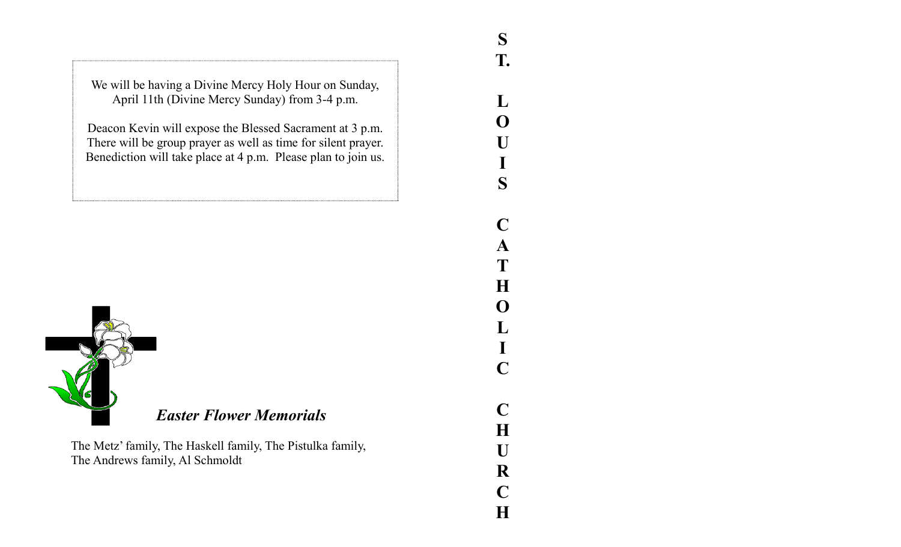We will be having a Divine Mercy Holy Hour on Sunday, April 11th (Divine Mercy Sunday) from 3-4 p.m.

Deacon Kevin will expose the Blessed Sacrament at 3 p.m. There will be group prayer as well as time for silent prayer. Benediction will take place at 4 p.m. Please plan to join us.

## *Easter Flower Memorials*

The Metz' family, The Haskell family, The Pistulka family, The Andrews family, Al Schmoldt

**ST. LOUIS CATHOLIC CHURCH**